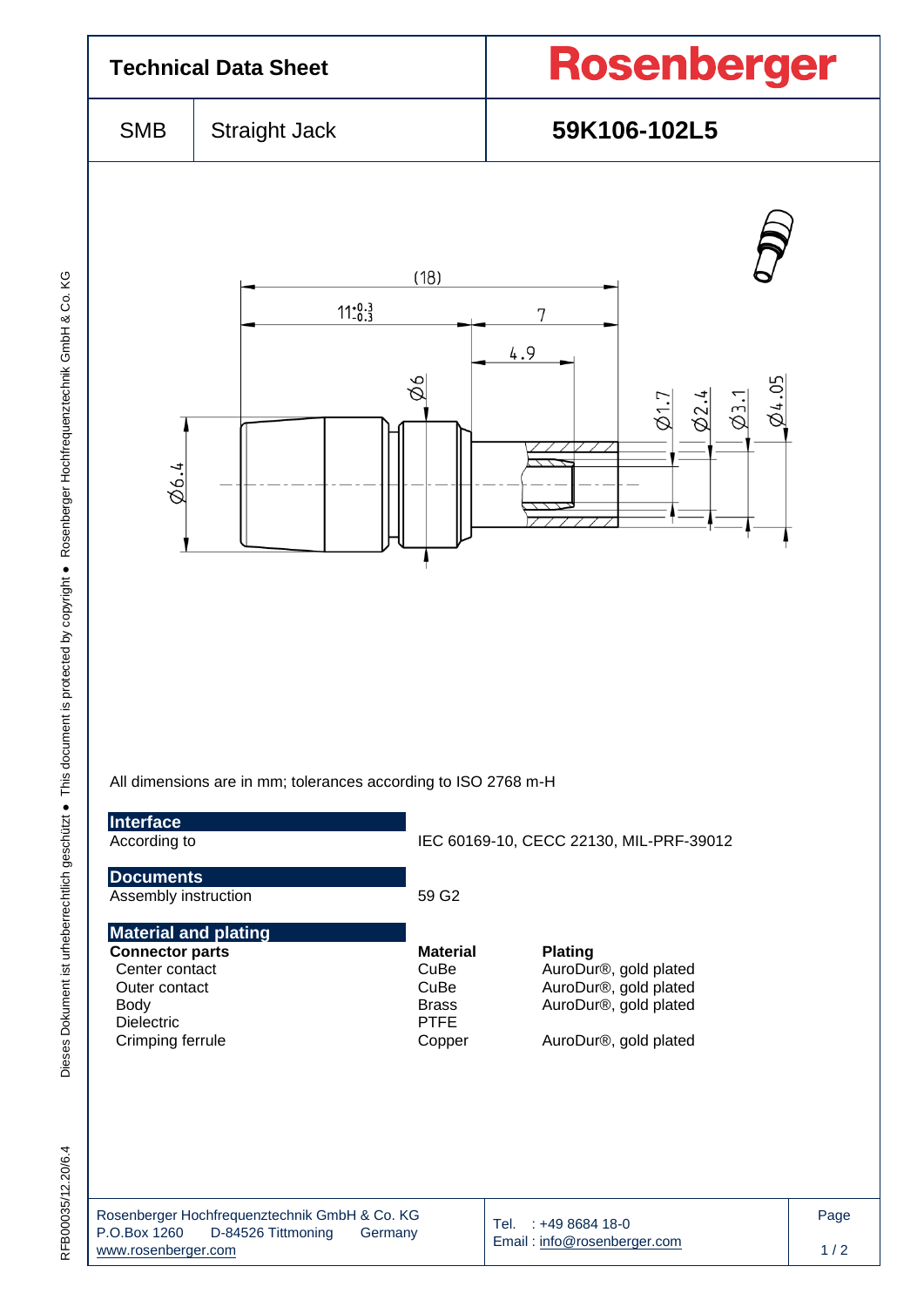# Technical Data Sheet

# Rosenberger

| SMB | Straight Jack | 59K106-102L5 |
|---|---|---|

All dimensions are in mm; tolerances according to ISO 2768 m-H

## Interface

| | |
|---|---|
| According to | IEC 60169-10, CECC 22130, MIL-PRF-39012 |

## Documents

| | |
|---|---|
| Assembly instruction | 59 G2 |

## Material and plating

| Connector parts | Material | Plating |
|---|---|---|
| Center contact | CuBe | AuroDur®, gold plated |
| Outer contact | CuBe | AuroDur®, gold plated |
| Body | Brass | AuroDur®, gold plated |
| Dielectric | PTFE | |
| Crimping ferrule | Copper | AuroDur®, gold plated |

Rosenberger Hochfrequenztechnik GmbH & Co. KG
P.O.Box 1260 D-84526 Tittmoning Germany
www.rosenberger.com

Tel. : +49 8684 18-0
Email : info@rosenberger.com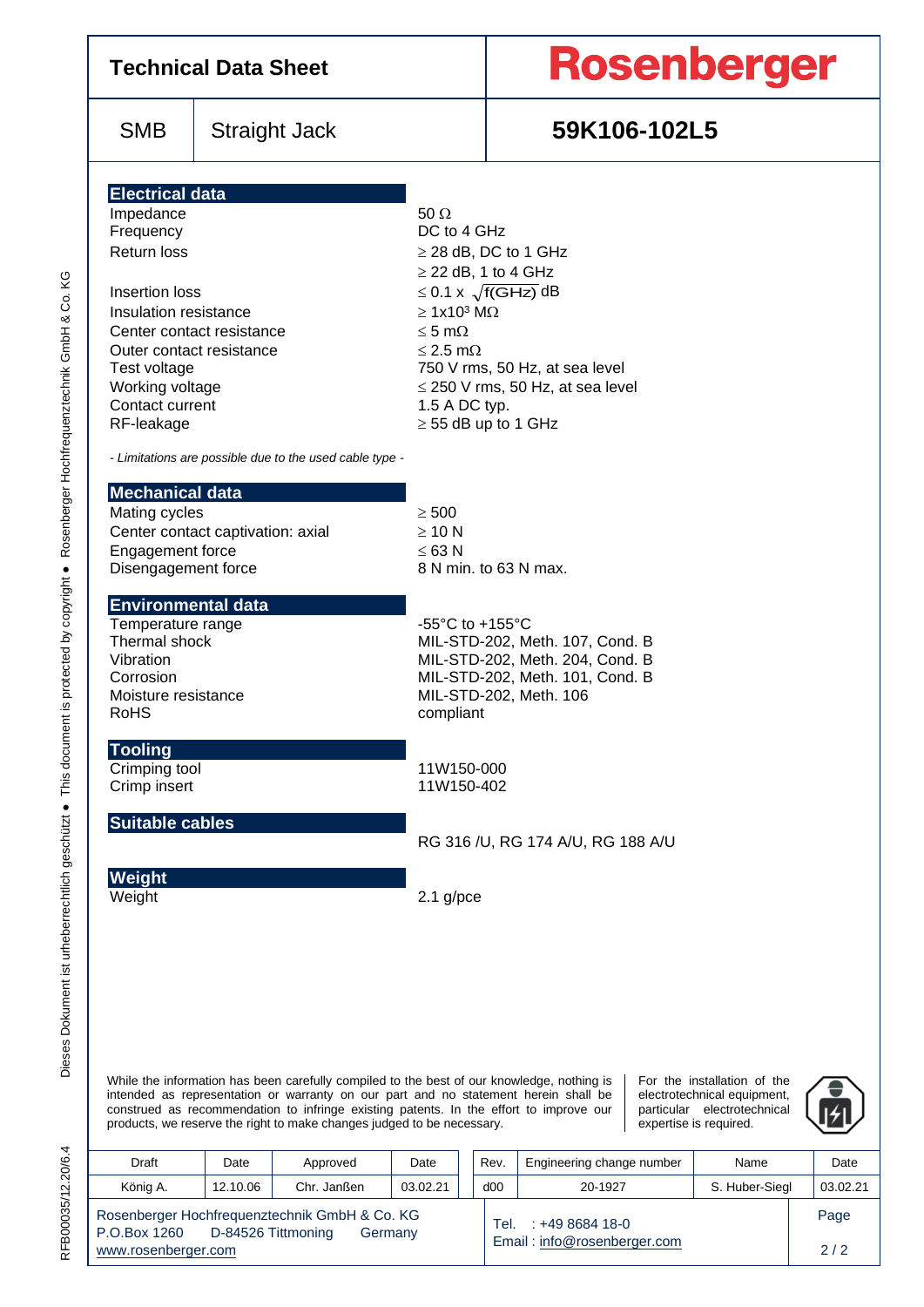# Technical Data Sheet

**Rosenberger**

| SMB | Straight Jack | 59K106-102L5 |
|---|---|---|

## Electrical data

| | |
|---|---|
| Impedance | 50 Ω |
| Frequency | DC to 4 GHz |
| Return loss | ≥ 28 dB, DC to 1 GHz<br>≥ 22 dB, 1 to 4 GHz |
| Insertion loss | ≤ 0.1 x $\sqrt{f(GHz)}$ dB |
| Insulation resistance | ≥ $1x10^3$ MΩ |
| Center contact resistance | ≤ 5 mΩ |
| Outer contact resistance | ≤ 2.5 mΩ |
| Test voltage | 750 V rms, 50 Hz, at sea level |
| Working voltage | ≤ 250 V rms, 50 Hz, at sea level |
| Contact current | 1.5 A DC typ. |
| RF-leakage | ≥ 55 dB up to 1 GHz |

*- Limitations are possible due to the used cable type -*

## Mechanical data

| | |
|---|---|
| Mating cycles | ≥ 500 |
| Center contact captivation: axial | ≥ 10 N |
| Engagement force | ≤ 63 N |
| Disengagement force | 8 N min. to 63 N max. |

## Environmental data

| | |
|---|---|
| Temperature range | -55°C to +155°C |
| Thermal shock | MIL-STD-202, Meth. 107, Cond. B |
| Vibration | MIL-STD-202, Meth. 204, Cond. B |
| Corrosion | MIL-STD-202, Meth. 101, Cond. B |
| Moisture resistance | MIL-STD-202, Meth. 106 |
| RoHS | compliant |

## Tooling

| | |
|---|---|
| Crimping tool | 11W150-000 |
| Crimp insert | 11W150-402 |

## Suitable cables

RG 316 /U, RG 174 A/U, RG 188 A/U

## Weight

| | |
|---|---|
| Weight | 2.1 g/pce |

While the information has been carefully compiled to the best of our knowledge, nothing is intended as representation or warranty on our part and no statement herein shall be construed as recommendation to infringe existing patents. In the effort to improve our products, we reserve the right to make changes judged to be necessary.

For the installation of the electrotechnical equipment, particular electrotechnical expertise is required.

| Draft | Date | Approved | Date | Rev. | Engineering change number | Name | Date |
|---|---|---|---|---|---|---|---|
| König A. | 12.10.06 | Chr. Janßen | 03.02.21 | d00 | 20-1927 | S. Huber-Siegl | 03.02.21 |

Rosenberger Hochfrequenztechnik GmbH & Co. KG
P.O.Box 1260 D-84526 Tittmoning Germany
www.rosenberger.com

Tel. : +49 8684 18-0
Email : info@rosenberger.com

RFB00035/12.20/6.4

Dieses Dokument ist urheberrechtlich geschützt ● This document is protected by copyright ● Rosenberger Hochfrequenztechnik GmbH & Co. KG